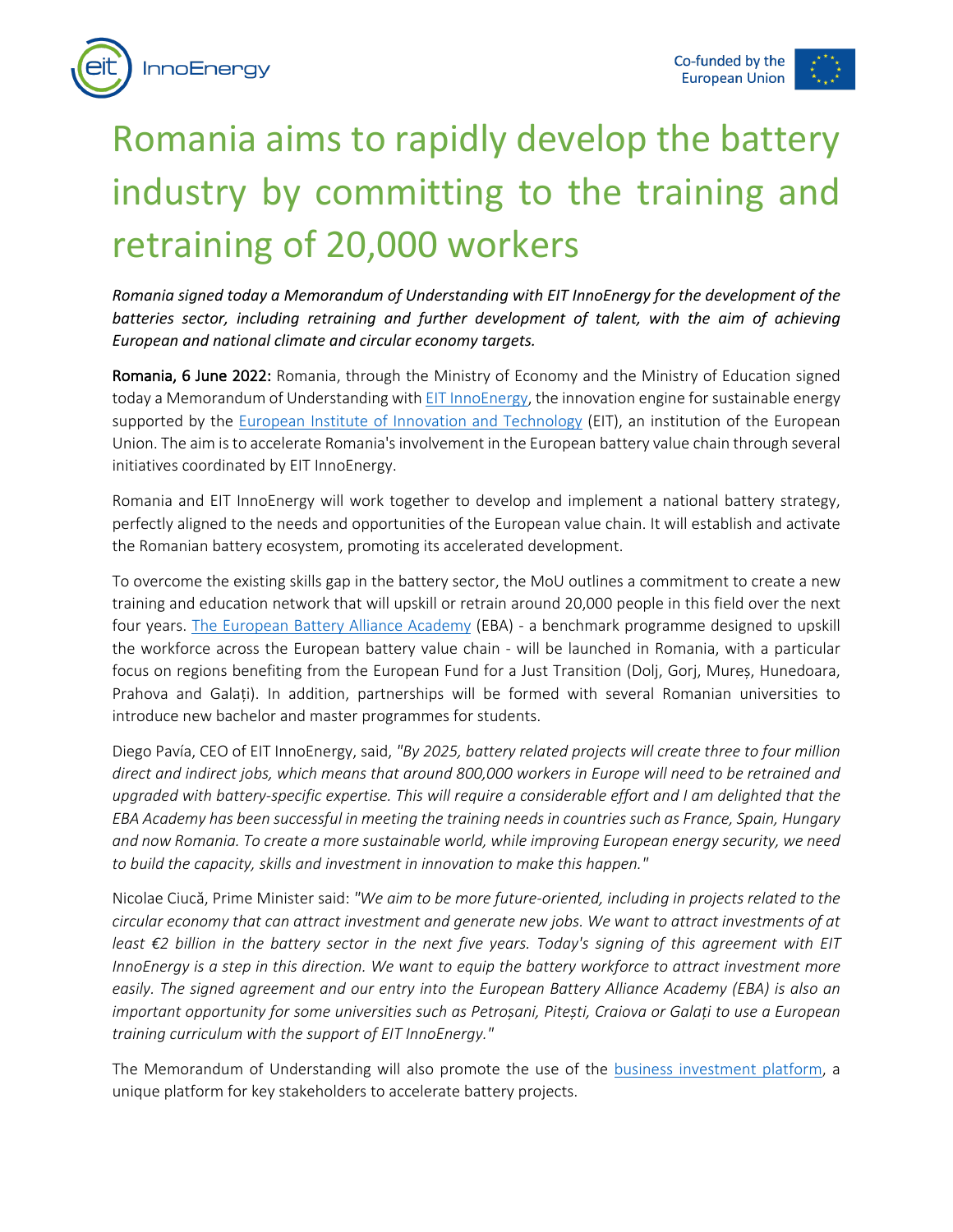# Romania aims to rapidly develop the battery industry by committing to the training and retraining of 20,000 workers

*Romania signed today a Memorandum of Understanding with EIT InnoEnergy for the development of the batteries sector, including retraining and further development of talent, with the aim of achieving European and national climate and circular economy targets.*

**Romania, 6 June 2022:** Romania, through the Ministry of Economy and the Ministry of Education signed today a Memorandum of Understanding with [EIT InnoEnergy](), the innovation engine for sustainable energy supported by the [European Institute of Innovation and Technology]() (EIT), an institution of the European Union. The aim is to accelerate Romania's involvement in the European battery value chain through several initiatives coordinated by EIT InnoEnergy.

Romania and EIT InnoEnergy will work together to develop and implement a national battery strategy, perfectly aligned to the needs and opportunities of the European value chain. It will establish and activate the Romanian battery ecosystem, promoting its accelerated development.

To overcome the existing skills gap in the battery sector, the MoU outlines a commitment to create a new training and education network that will upskill or retrain around 20,000 people in this field over the next four years. [The European Battery Alliance Academy]() (EBA) - a benchmark programme designed to upskill the workforce across the European battery value chain - will be launched in Romania, with a particular focus on regions benefiting from the European Fund for a Just Transition (Dolj, Gorj, Mureș, Hunedoara, Prahova and Galați). In addition, partnerships will be formed with several Romanian universities to introduce new bachelor and master programmes for students.

Diego Pavía, CEO of EIT InnoEnergy, said, *"By 2025, battery related projects will create three to four million direct and indirect jobs, which means that around 800,000 workers in Europe will need to be retrained and upgraded with battery-specific expertise. This will require a considerable effort and I am delighted that the EBA Academy has been successful in meeting the training needs in countries such as France, Spain, Hungary and now Romania. To create a more sustainable world, while improving European energy security, we need to build the capacity, skills and investment in innovation to make this happen."*

Nicolae Ciucă, Prime Minister said: *"We aim to be more future-oriented, including in projects related to the circular economy that can attract investment and generate new jobs. We want to attract investments of at least €2 billion in the battery sector in the next five years. Today's signing of this agreement with EIT InnoEnergy is a step in this direction. We want to equip the battery workforce to attract investment more easily. The signed agreement and our entry into the European Battery Alliance Academy (EBA) is also an important opportunity for some universities such as Petroșani, Pitești, Craiova or Galați to use a European training curriculum with the support of EIT InnoEnergy."*

The Memorandum of Understanding will also promote the use of the [business investment platform](), a unique platform for key stakeholders to accelerate battery projects.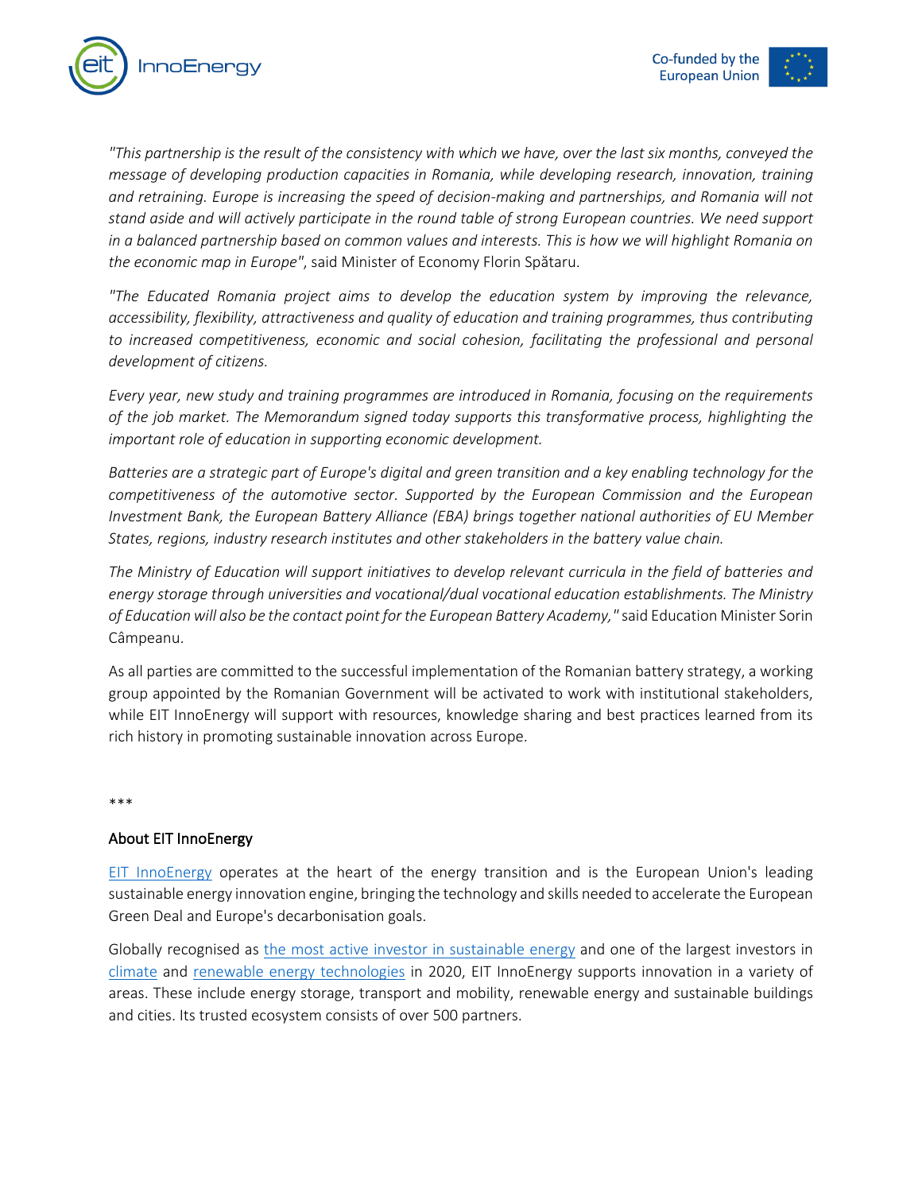*"This partnership is the result of the consistency with which we have, over the last six months, conveyed the message of developing production capacities in Romania, while developing research, innovation, training and retraining. Europe is increasing the speed of decision-making and partnerships, and Romania will not stand aside and will actively participate in the round table of strong European countries. We need support in a balanced partnership based on common values and interests. This is how we will highlight Romania on the economic map in Europe"*, said Minister of Economy Florin Spătaru.

*"The Educated Romania project aims to develop the education system by improving the relevance, accessibility, flexibility, attractiveness and quality of education and training programmes, thus contributing to increased competitiveness, economic and social cohesion, facilitating the professional and personal development of citizens.*

*Every year, new study and training programmes are introduced in Romania, focusing on the requirements of the job market. The Memorandum signed today supports this transformative process, highlighting the important role of education in supporting economic development.*

*Batteries are a strategic part of Europe's digital and green transition and a key enabling technology for the competitiveness of the automotive sector. Supported by the European Commission and the European Investment Bank, the European Battery Alliance (EBA) brings together national authorities of EU Member States, regions, industry research institutes and other stakeholders in the battery value chain.*

*The Ministry of Education will support initiatives to develop relevant curricula in the field of batteries and energy storage through universities and vocational/dual vocational education establishments. The Ministry of Education will also be the contact point for the European Battery Academy,"* said Education Minister Sorin Câmpeanu.

As all parties are committed to the successful implementation of the Romanian battery strategy, a working group appointed by the Romanian Government will be activated to work with institutional stakeholders, while EIT InnoEnergy will support with resources, knowledge sharing and best practices learned from its rich history in promoting sustainable innovation across Europe.

***

## About EIT InnoEnergy

EIT InnoEnergy operates at the heart of the energy transition and is the European Union's leading sustainable energy innovation engine, bringing the technology and skills needed to accelerate the European Green Deal and Europe's decarbonisation goals.

Globally recognised as the most active investor in sustainable energy and one of the largest investors in climate and renewable energy technologies in 2020, EIT InnoEnergy supports innovation in a variety of areas. These include energy storage, transport and mobility, renewable energy and sustainable buildings and cities. Its trusted ecosystem consists of over 500 partners.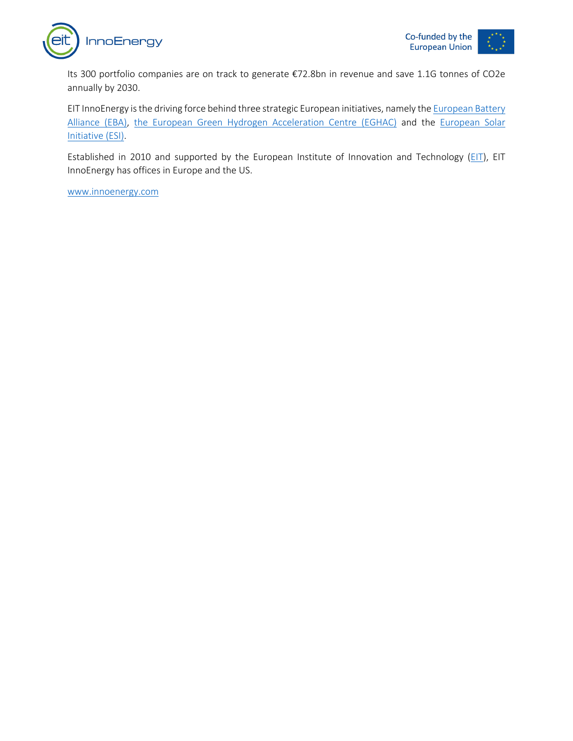Its 300 portfolio companies are on track to generate €72.8bn in revenue and save 1.1G tonnes of $CO_2e$ annually by 2030.

EIT InnoEnergy is the driving force behind three strategic European initiatives, namely the European Battery Alliance (EBA), the European Green Hydrogen Acceleration Centre (EGHAC) and the European Solar Initiative (ESI).

Established in 2010 and supported by the European Institute of Innovation and Technology (EIT), EIT InnoEnergy has offices in Europe and the US.

www.innoenergy.com